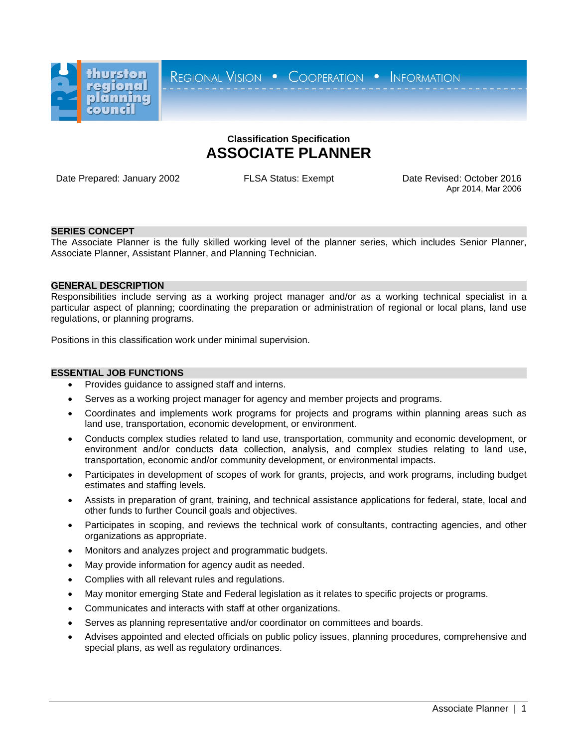thurston regional planning council

REGIONAL VISION • COOPERATION • INFORMATION

**Classification Specification**

# ASSOCIATE PLANNER

Date Prepared: January 2002

FLSA Status: Exempt

Date Revised: October 2016
Apr 2014, Mar 2006

## SERIES CONCEPT

The Associate Planner is the fully skilled working level of the planner series, which includes Senior Planner, Associate Planner, Assistant Planner, and Planning Technician.

## GENERAL DESCRIPTION

Responsibilities include serving as a working project manager and/or as a working technical specialist in a particular aspect of planning; coordinating the preparation or administration of regional or local plans, land use regulations, or planning programs.

Positions in this classification work under minimal supervision.

## ESSENTIAL JOB FUNCTIONS

- Provides guidance to assigned staff and interns.
- Serves as a working project manager for agency and member projects and programs.
- Coordinates and implements work programs for projects and programs within planning areas such as land use, transportation, economic development, or environment.
- Conducts complex studies related to land use, transportation, community and economic development, or environment and/or conducts data collection, analysis, and complex studies relating to land use, transportation, economic and/or community development, or environmental impacts.
- Participates in development of scopes of work for grants, projects, and work programs, including budget estimates and staffing levels.
- Assists in preparation of grant, training, and technical assistance applications for federal, state, local and other funds to further Council goals and objectives.
- Participates in scoping, and reviews the technical work of consultants, contracting agencies, and other organizations as appropriate.
- Monitors and analyzes project and programmatic budgets.
- May provide information for agency audit as needed.
- Complies with all relevant rules and regulations.
- May monitor emerging State and Federal legislation as it relates to specific projects or programs.
- Communicates and interacts with staff at other organizations.
- Serves as planning representative and/or coordinator on committees and boards.
- Advises appointed and elected officials on public policy issues, planning procedures, comprehensive and special plans, as well as regulatory ordinances.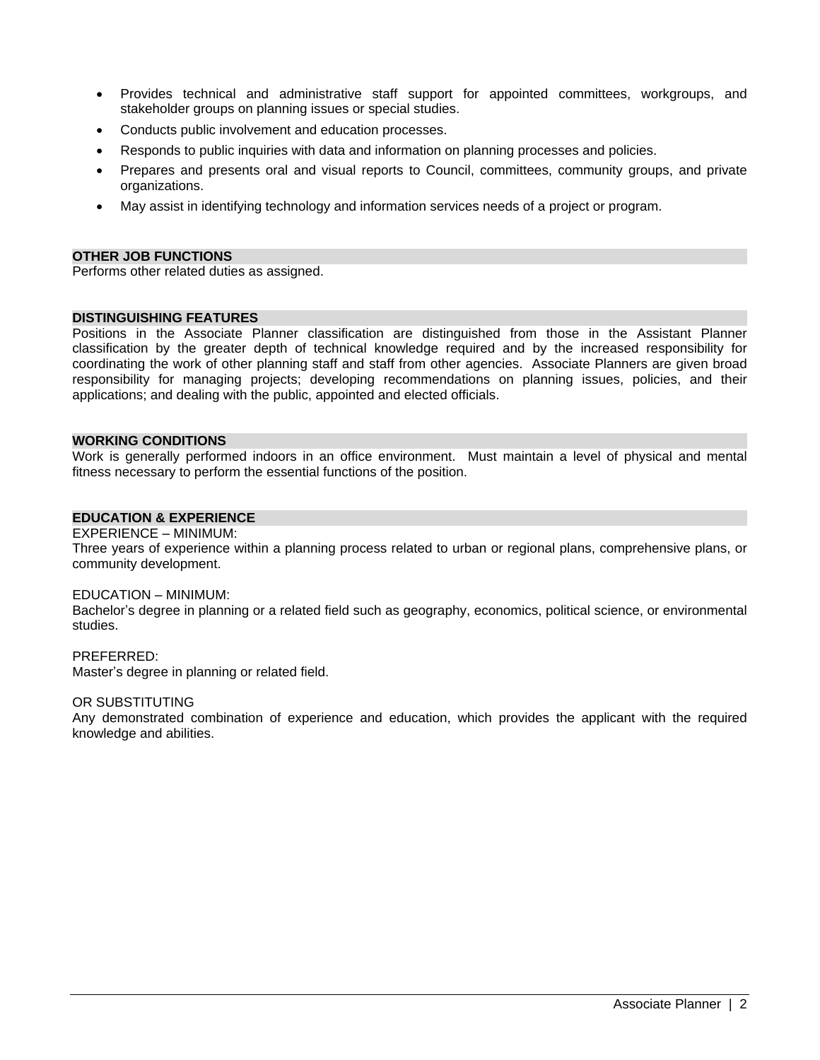- Provides technical and administrative staff support for appointed committees, workgroups, and stakeholder groups on planning issues or special studies.
- Conducts public involvement and education processes.
- Responds to public inquiries with data and information on planning processes and policies.
- Prepares and presents oral and visual reports to Council, committees, community groups, and private organizations.
- May assist in identifying technology and information services needs of a project or program.

## OTHER JOB FUNCTIONS

Performs other related duties as assigned.

## DISTINGUISHING FEATURES

Positions in the Associate Planner classification are distinguished from those in the Assistant Planner classification by the greater depth of technical knowledge required and by the increased responsibility for coordinating the work of other planning staff and staff from other agencies. Associate Planners are given broad responsibility for managing projects; developing recommendations on planning issues, policies, and their applications; and dealing with the public, appointed and elected officials.

## WORKING CONDITIONS

Work is generally performed indoors in an office environment. Must maintain a level of physical and mental fitness necessary to perform the essential functions of the position.

## EDUCATION & EXPERIENCE

EXPERIENCE – MINIMUM:
Three years of experience within a planning process related to urban or regional plans, comprehensive plans, or community development.

EDUCATION – MINIMUM:
Bachelor's degree in planning or a related field such as geography, economics, political science, or environmental studies.

PREFERRED:
Master's degree in planning or related field.

OR SUBSTITUTING
Any demonstrated combination of experience and education, which provides the applicant with the required knowledge and abilities.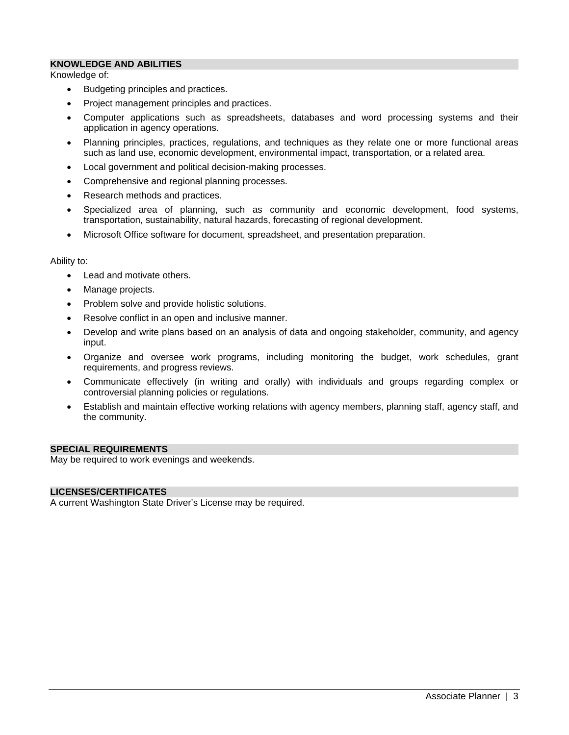## KNOWLEDGE AND ABILITIES

Knowledge of:

- Budgeting principles and practices.
- Project management principles and practices.
- Computer applications such as spreadsheets, databases and word processing systems and their application in agency operations.
- Planning principles, practices, regulations, and techniques as they relate one or more functional areas such as land use, economic development, environmental impact, transportation, or a related area.
- Local government and political decision-making processes.
- Comprehensive and regional planning processes.
- Research methods and practices.
- Specialized area of planning, such as community and economic development, food systems, transportation, sustainability, natural hazards, forecasting of regional development.
- Microsoft Office software for document, spreadsheet, and presentation preparation.

Ability to:

- Lead and motivate others.
- Manage projects.
- Problem solve and provide holistic solutions.
- Resolve conflict in an open and inclusive manner.
- Develop and write plans based on an analysis of data and ongoing stakeholder, community, and agency input.
- Organize and oversee work programs, including monitoring the budget, work schedules, grant requirements, and progress reviews.
- Communicate effectively (in writing and orally) with individuals and groups regarding complex or controversial planning policies or regulations.
- Establish and maintain effective working relations with agency members, planning staff, agency staff, and the community.

## SPECIAL REQUIREMENTS

May be required to work evenings and weekends.

## LICENSES/CERTIFICATES

A current Washington State Driver's License may be required.